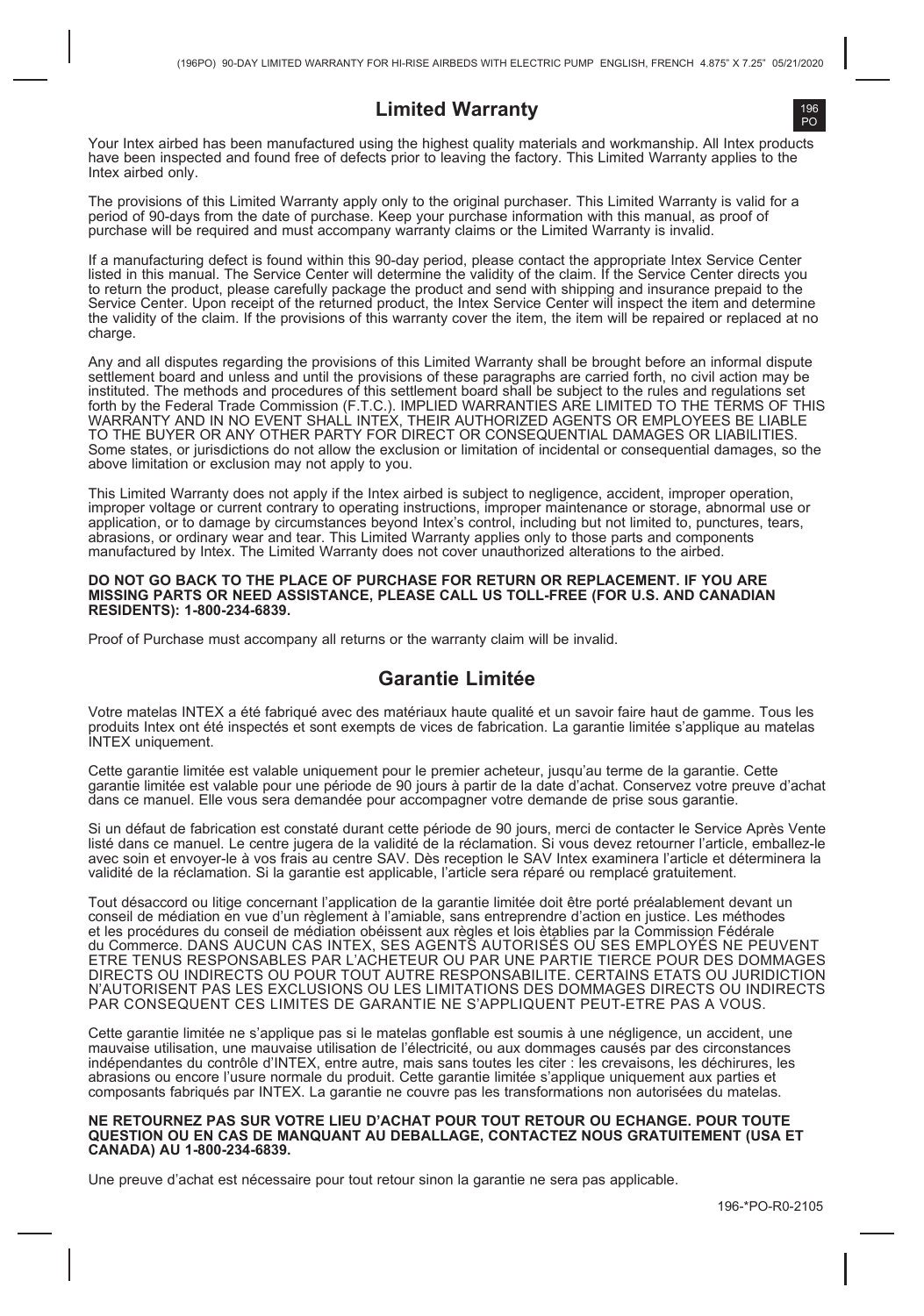## Limited Warranty

Your Intex airbed has been manufactured using the highest quality materials and workmanship. All Intex products have been inspected and found free of defects prior to leaving the factory. This Limited Warranty applies to the Intex airbed only.

The provisions of this Limited Warranty apply only to the original purchaser. This Limited Warranty is valid for a period of 90-days from the date of purchase. Keep your purchase information with this manual, as proof of purchase will be required and must accompany warranty claims or the Limited Warranty is invalid.

If a manufacturing defect is found within this 90-day period, please contact the appropriate Intex Service Center listed in this manual. The Service Center will determine the validity of the claim. If the Service Center directs you to return the product, please carefully package the product and send with shipping and insurance prepaid to the Service Center. Upon receipt of the returned product, the Intex Service Center will inspect the item and determine the validity of the claim. If the provisions of this warranty cover the item, the item will be repaired or replaced at no charge.

Any and all disputes regarding the provisions of this Limited Warranty shall be brought before an informal dispute settlement board and unless and until the provisions of these paragraphs are carried forth, no civil action may be instituted. The methods and procedures of this settlement board shall be subject to the rules and regulations set forth by the Federal Trade Commission (F.T.C.). IMPLIED WARRANTIES ARE LIMITED TO THE TERMS OF THIS WARRANTY AND IN NO EVENT SHALL INTEX, THEIR AUTHORIZED AGENTS OR EMPLOYEES BE LIABLE TO THE BUYER OR ANY OTHER PARTY FOR DIRECT OR CONSEQUENTIAL DAMAGES OR LIABILITIES. Some states, or jurisdictions do not allow the exclusion or limitation of incidental or consequential damages, so the above limitation or exclusion may not apply to you.

This Limited Warranty does not apply if the Intex airbed is subject to negligence, accident, improper operation, improper voltage or current contrary to operating instructions, improper maintenance or storage, abnormal use or application, or to damage by circumstances beyond Intex's control, including but not limited to, punctures, tears, abrasions, or ordinary wear and tear. This Limited Warranty applies only to those parts and components manufactured by Intex. The Limited Warranty does not cover unauthorized alterations to the airbed.

**DO NOT GO BACK TO THE PLACE OF PURCHASE FOR RETURN OR REPLACEMENT. IF YOU ARE MISSING PARTS OR NEED ASSISTANCE, PLEASE CALL US TOLL-FREE (FOR U.S. AND CANADIAN RESIDENTS): 1-800-234-6839.**

Proof of Purchase must accompany all returns or the warranty claim will be invalid.

## Garantie Limitée

Votre matelas INTEX a été fabriqué avec des matériaux haute qualité et un savoir faire haut de gamme. Tous les produits Intex ont été inspectés et sont exempts de vices de fabrication. La garantie limitée s'applique au matelas INTEX uniquement.

Cette garantie limitée est valable uniquement pour le premier acheteur, jusqu'au terme de la garantie. Cette garantie limitée est valable pour une période de 90 jours à partir de la date d'achat. Conservez votre preuve d'achat dans ce manuel. Elle vous sera demandée pour accompagner votre demande de prise sous garantie.

Si un défaut de fabrication est constaté durant cette période de 90 jours, merci de contacter le Service Après Vente listé dans ce manuel. Le centre jugera de la validité de la réclamation. Si vous devez retourner l'article, emballez-le avec soin et envoyer-le à vos frais au centre SAV. Dès reception le SAV Intex examinera l'article et déterminera la validité de la réclamation. Si la garantie est applicable, l'article sera réparé ou remplacé gratuitement.

Tout désaccord ou litige concernant l'application de la garantie limitée doit être porté préalablement devant un conseil de médiation en vue d'un règlement à l'amiable, sans entreprendre d'action en justice. Les méthodes et les procédures du conseil de médiation obéissent aux règles et lois ètablies par la Commission Fédérale du Commerce. DANS AUCUN CAS INTEX, SES AGENTS AUTORISÉS OU SES EMPLOYÉS NE PEUVENT ETRE TENUS RESPONSABLES PAR L'ACHETEUR OU PAR UNE PARTIE TIERCE POUR DES DOMMAGES DIRECTS OU INDIRECTS OU POUR TOUT AUTRE RESPONSABILITE. CERTAINS ETATS OU JURIDICTION N'AUTORISENT PAS LES EXCLUSIONS OU LES LIMITATIONS DES DOMMAGES DIRECTS OU INDIRECTS PAR CONSEQUENT CES LIMITES DE GARANTIE NE S'APPLIQUENT PEUT-ETRE PAS A VOUS.

Cette garantie limitée ne s'applique pas si le matelas gonflable est soumis à une négligence, un accident, une mauvaise utilisation, une mauvaise utilisation de l'électricité, ou aux dommages causés par des circonstances indépendantes du contrôle d'INTEX, entre autre, mais sans toutes les citer : les crevaisons, les déchirures, les abrasions ou encore l'usure normale du produit. Cette garantie limitée s'applique uniquement aux parties et composants fabriqués par INTEX. La garantie ne couvre pas les transformations non autorisées du matelas.

**NE RETOURNEZ PAS SUR VOTRE LIEU D'ACHAT POUR TOUT RETOUR OU ECHANGE. POUR TOUTE QUESTION OU EN CAS DE MANQUANT AU DEBALLAGE, CONTACTEZ NOUS GRATUITEMENT (USA ET CANADA) AU 1-800-234-6839.**

Une preuve d'achat est nécessaire pour tout retour sinon la garantie ne sera pas applicable.

196-*PO-R0-2105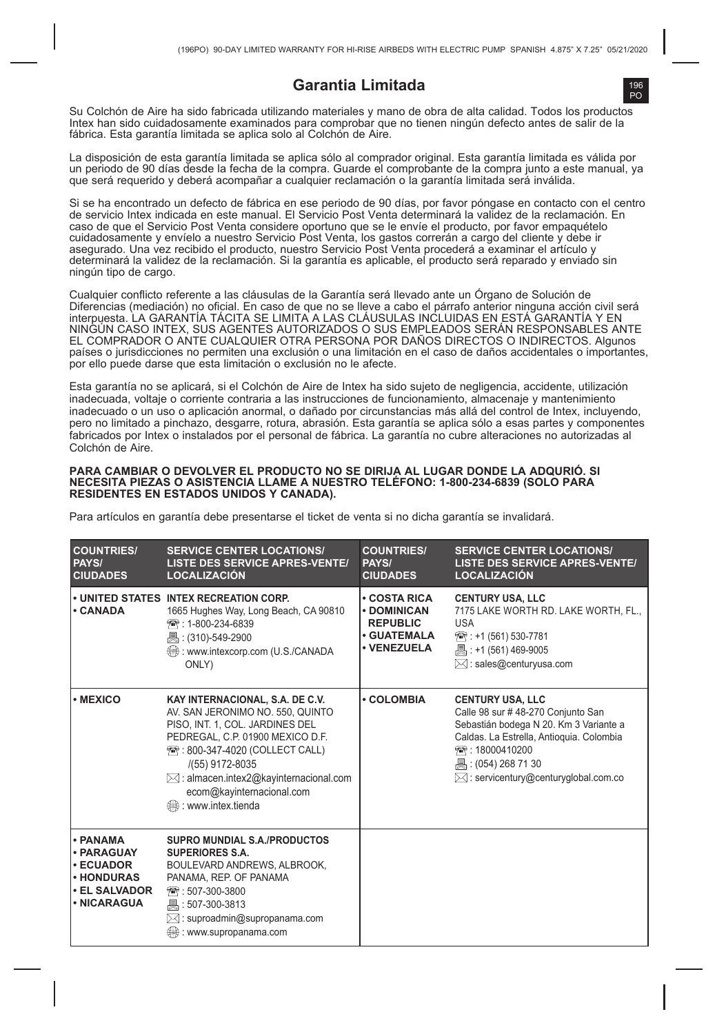# Garantia Limitada

Su Colchón de Aire ha sido fabricada utilizando materiales y mano de obra de alta calidad. Todos los productos Intex han sido cuidadosamente examinados para comprobar que no tienen ningún defecto antes de salir de la fábrica. Esta garantía limitada se aplica solo al Colchón de Aire.

La disposición de esta garantía limitada se aplica sólo al comprador original. Esta garantía limitada es válida por un periodo de 90 días desde la fecha de la compra. Guarde el comprobante de la compra junto a este manual, ya que será requerido y deberá acompañar a cualquier reclamación o la garantía limitada será inválida.

Si se ha encontrado un defecto de fábrica en ese periodo de 90 días, por favor póngase en contacto con el centro de servicio Intex indicada en este manual. El Servicio Post Venta determinará la validez de la reclamación. En caso de que el Servicio Post Venta considere oportuno que se le envíe el producto, por favor empaquételo cuidadosamente y envíelo a nuestro Servicio Post Venta, los gastos correrán a cargo del cliente y debe ir asegurado. Una vez recibido el producto, nuestro Servicio Post Venta procederá a examinar el artículo y determinará la validez de la reclamación. Si la garantía es aplicable, el producto será reparado y enviado sin ningún tipo de cargo.

Cualquier conflicto referente a las cláusulas de la Garantía será llevado ante un Órgano de Solución de Diferencias (mediación) no oficial. En caso de que no se lleve a cabo el párrafo anterior ninguna acción civil será interpuesta. LA GARANTÍA TÁCITA SE LIMITA A LAS CLÁUSULAS INCLUIDAS EN ESTÁ GARANTÍA Y EN NINGÚN CASO INTEX, SUS AGENTES AUTORIZADOS O SUS EMPLEADOS SERÁN RESPONSABLES ANTE EL COMPRADOR O ANTE CUALQUIER OTRA PERSONA POR DAÑOS DIRECTOS O INDIRECTOS. Algunos países o jurisdicciones no permiten una exclusión o una limitación en el caso de daños accidentales o importantes, por ello puede darse que esta limitación o exclusión no le afecte.

Esta garantía no se aplicará, si el Colchón de Aire de Intex ha sido sujeto de negligencia, accidente, utilización inadecuada, voltaje o corriente contraria a las instrucciones de funcionamiento, almacenaje y mantenimiento inadecuado o un uso o aplicación anormal, o dañado por circunstancias más allá del control de Intex, incluyendo, pero no limitado a pinchazo, desgarre, rotura, abrasión. Esta garantía se aplica sólo a esas partes y componentes fabricados por Intex o instalados por el personal de fábrica. La garantía no cubre alteraciones no autorizadas al Colchón de Aire.

**PARA CAMBIAR O DEVOLVER EL PRODUCTO NO SE DIRIJA AL LUGAR DONDE LA ADQURIÓ. SI NECESITA PIEZAS O ASISTENCIA LLAME A NUESTRO TELÉFONO: 1-800-234-6839 (SOLO PARA RESIDENTES EN ESTADOS UNIDOS Y CANADA).**

Para artículos en garantía debe presentarse el ticket de venta si no dicha garantía se invalidará.

| COUNTRIES/ PAYS/ CIUDADES | SERVICE CENTER LOCATIONS/ LISTE DES SERVICE APRES-VENTE/ LOCALIZACIÓN | COUNTRIES/ PAYS/ CIUDADES | SERVICE CENTER LOCATIONS/ LISTE DES SERVICE APRES-VENTE/ LOCALIZACIÓN |
|---|---|---|---|
| • UNITED STATES<br>• CANADA | **INTEX RECREATION CORP.**<br>1665 Hughes Way, Long Beach, CA 90810<br>☎: 1-800-234-6839<br>🖷: (310)-549-2900<br>🌐: www.intexcorp.com (U.S./CANADA ONLY) | • COSTA RICA<br>• DOMINICAN REPUBLIC<br>• GUATEMALA<br>• VENEZUELA | **CENTURY USA, LLC**<br>7175 LAKE WORTH RD. LAKE WORTH, FL., USA<br>☎: +1 (561) 530-7781<br>🖷: +1 (561) 469-9005<br>✉: sales@centuryusa.com |
| • MEXICO | **KAY INTERNACIONAL, S.A. DE C.V.**<br>AV. SAN JERONIMO NO. 550, QUINTO PISO, INT. 1, COL. JARDINES DEL PEDREGAL, C.P. 01900 MEXICO D.F.<br>☎: 800-347-4020 (COLLECT CALL) /(55) 9172-8035<br>✉: almacen.intex2@kayinternacional.com ecom@kayinternacional.com<br>🌐: www.intex.tienda | • COLOMBIA | **CENTURY USA, LLC**<br>Calle 98 sur # 48-270 Conjunto San Sebastián bodega N 20. Km 3 Variante a Caldas. La Estrella, Antioquia. Colombia<br>☎: 18000410200<br>🖷: (054) 268 71 30<br>✉: servicentury@centuryglobal.com.co |
| • PANAMA<br>• PARAGUAY<br>• ECUADOR<br>• HONDURAS<br>• EL SALVADOR<br>• NICARAGUA | **SUPRO MUNDIAL S.A./PRODUCTOS SUPERIORES S.A.**<br>BOULEVARD ANDREWS, ALBROOK, PANAMA, REP. OF PANAMA<br>☎: 507-300-3800<br>🖷: 507-300-3813<br>✉: suproadmin@supropanama.com<br>🌐: www.supropanama.com | | |